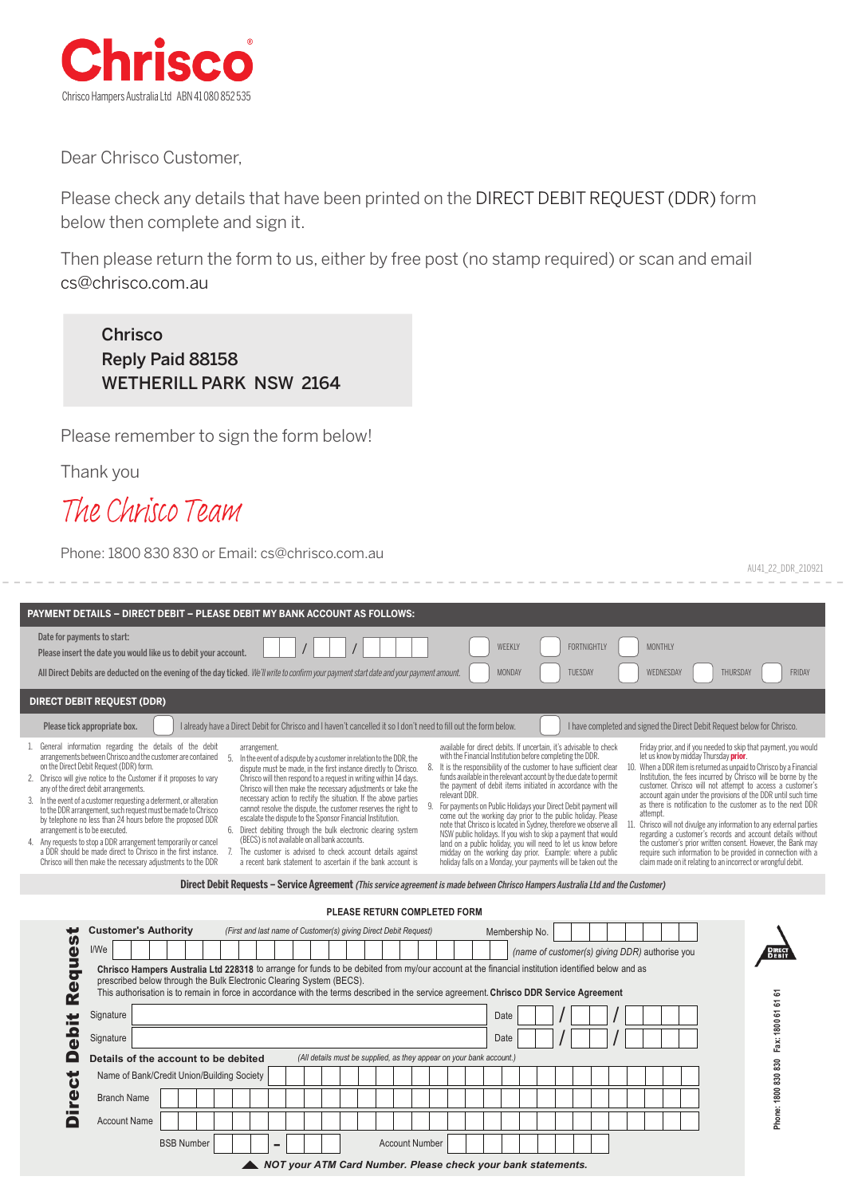# Chrisco

Chrisco Hampers Australia Ltd ABN 41 080 852 535

Dear Chrisco Customer,

Please check any details that have been printed on the DIRECT DEBIT REQUEST (DDR) form below then complete and sign it.

Then please return the form to us, either by free post (no stamp required) or scan and email cs@chrisco.com.au

**Chrisco**
**Reply Paid 88158**
**WETHERILL PARK NSW 2164**

Please remember to sign the form below!

Thank you

*The Chrisco Team*

Phone: 1800 830 830 or Email: cs@chrisco.com.au

AU41_22_DDR_210921

---

## PAYMENT DETAILS – DIRECT DEBIT – PLEASE DEBIT MY BANK ACCOUNT AS FOLLOWS:

Date for payments to start:
Please insert the date you would like us to debit your account. __ __ / __ __ / __ __ __ __

☐ WEEKLY ☐ FORTNIGHTLY ☐ MONTHLY

All Direct Debits are deducted on the evening of the day ticked. *We'll write to confirm your payment start date and your payment amount.*

☐ MONDAY ☐ TUESDAY ☐ WEDNESDAY ☐ THURSDAY ☐ FRIDAY

## DIRECT DEBIT REQUEST (DDR)

Please tick appropriate box. ☐ I already have a Direct Debit for Chrisco and I haven't cancelled it so I don't need to fill out the form below. ☐ I have completed and signed the Direct Debit Request below for Chrisco.

1. General information regarding the details of the debit arrangements between Chrisco and the customer are contained on the Direct Debit Request (DDR) form.
2. Chrisco will give notice to the Customer if it proposes to vary any of the direct debit arrangements.
3. In the event of a customer requesting a deferment, or alteration to the DDR arrangement, such request must be made to Chrisco by telephone no less than 24 hours before the proposed DDR arrangement is to be executed.
4. Any requests to stop a DDR arrangement temporarily or cancel a DDR should be made direct to Chrisco in the first instance. Chrisco will then make the necessary adjustments to the DDR arrangement.
5. In the event of a dispute by a customer in relation to the DDR, the dispute must be made, in the first instance directly to Chrisco. Chrisco will then respond to a request in writing within 14 days. Chrisco will then make the necessary adjustments or take the necessary action to rectify the situation. If the above parties cannot resolve the dispute, the customer reserves the right to escalate the dispute to the Sponsor Financial Institution.
6. Direct debiting through the bulk electronic clearing system (BECS) is not available on all bank accounts.
7. The customer is advised to check account details against a recent bank statement to ascertain if the bank account is available for direct debits. If uncertain, it's advisable to check with the Financial Institution before completing the DDR.
8. It is the responsibility of the customer to have sufficient clear funds available in the relevant account by the due date to permit the payment of debit items initiated in accordance with the relevant DDR.
9. For payments on Public Holidays your Direct Debit payment will come out the working day prior to the public holiday. Please note that Chrisco is located in Sydney, therefore we observe all NSW public holidays. If you wish to skip a payment that would land on a public holiday, you will need to let us know before midday on the working day prior. Example: where a public holiday falls on a Monday, your payments will be taken out the Friday prior, and if you needed to skip that payment, you would let us know by midday Thursday **prior**.
10. When a DDR item is returned as unpaid to Chrisco by a Financial Institution, the fees incurred by Chrisco will be borne by the customer. Chrisco will not attempt to access a customer's account again under the provisions of the DDR until such time as there is notification to the customer as to the next DDR attempt.
11. Chrisco will not divulge any information to any external parties regarding a customer's records and account details without the customer's prior written consent. However, the Bank may require such information to be provided in connection with a claim made on it relating to an incorrect or wrongful debit.

**Direct Debit Requests – Service Agreement** *(This service agreement is made between Chrisco Hampers Australia Ltd and the Customer)*

PLEASE RETURN COMPLETED FORM

## Direct Debit Request

**Customer's Authority** *(First and last name of Customer(s) giving Direct Debit Request)* Membership No. ____________

I/We ______________________________ *(name of customer(s) giving DDR) authorise you*

**Chrisco Hampers Australia Ltd 228318** to arrange for funds to be debited from my/our account at the financial institution identified below and as prescribed below through the Bulk Electronic Clearing System (BECS).
This authorisation is to remain in force in accordance with the terms described in the service agreement. **Chrisco DDR Service Agreement**

Signature ______________________________ Date __ __ / __ __ / __ __ __ __

Signature ______________________________ Date __ __ / __ __ / __ __ __ __

**Details of the account to be debited** *(All details must be supplied, as they appear on your bank account.)*

Name of Bank/Credit Union/Building Society ______________________________

Branch Name ______________________________

Account Name ______________________________

BSB Number ___ – ___ Account Number ______________

***NOT your ATM Card Number. Please check your bank statements.***

Phone: 1800 830 830 Fax: 1800 61 61 61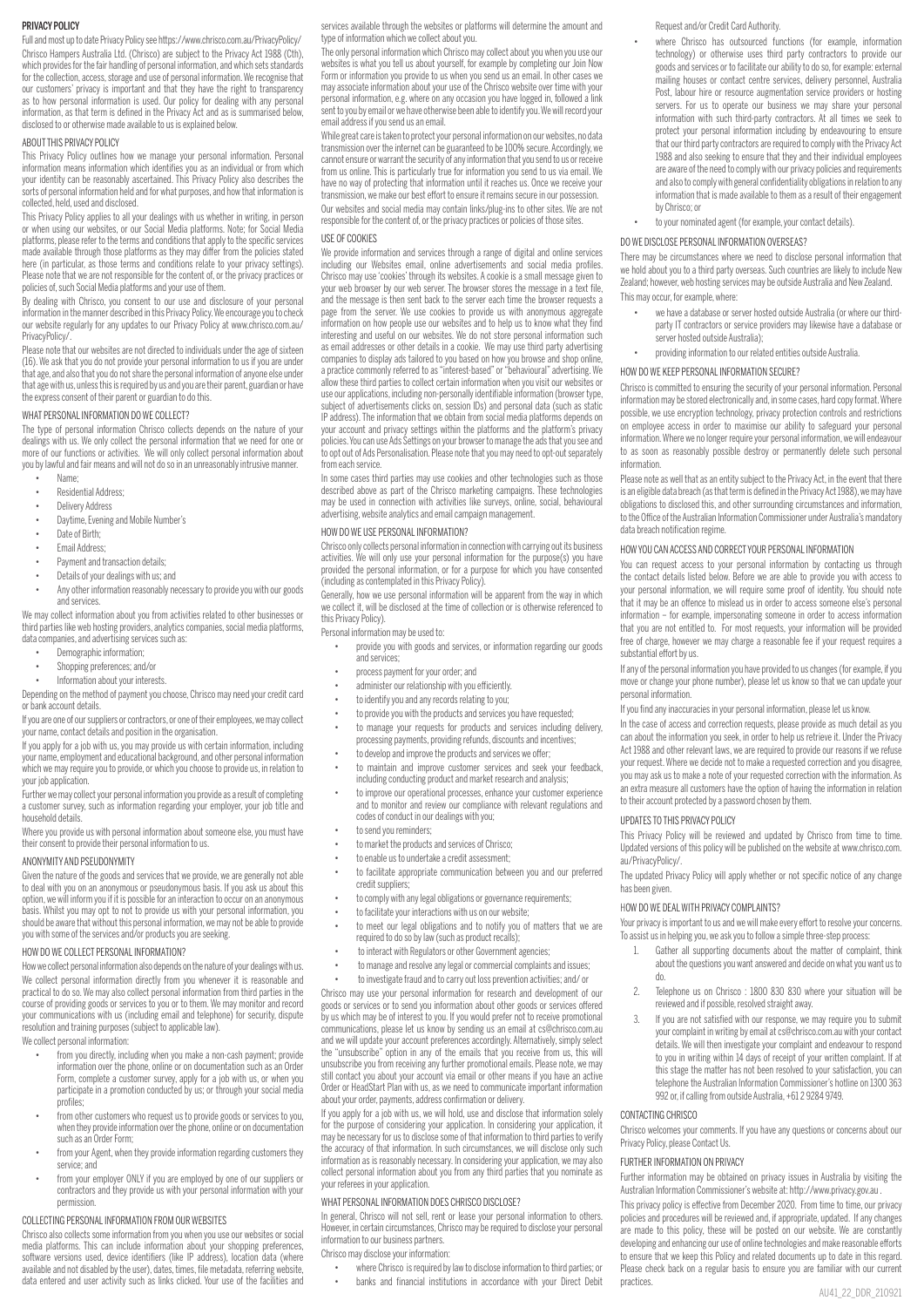## PRIVACY POLICY

Full and most up to date Privacy Policy see https://www.chrisco.com.au/PrivacyPolicy/

Chrisco Hampers Australia Ltd. (Chrisco) are subject to the Privacy Act 1988 (Cth), which provides for the fair handling of personal information, and which sets standards for the collection, access, storage and use of personal information. We recognise that our customers' privacy is important and that they have the right to transparency as to how personal information is used. Our policy for dealing with any personal information, as that term is defined in the Privacy Act and as is summarised below, disclosed to or otherwise made available to us is explained below.

### ABOUT THIS PRIVACY POLICY

This Privacy Policy outlines how we manage your personal information. Personal information means information which identifies you as an individual or from which your identity can be reasonably ascertained. This Privacy Policy also describes the sorts of personal information held and for what purposes, and how that information is collected, held, used and disclosed.

This Privacy Policy applies to all your dealings with us whether in writing, in person or when using our websites, or our Social Media platforms. Note; for Social Media platforms, please refer to the terms and conditions that apply to the specific services made available through those platforms as they may differ from the policies stated here (in particular, as those terms and conditions relate to your privacy settings). Please note that we are not responsible for the content of, or the privacy practices or policies of, such Social Media platforms and your use of them.

By dealing with Chrisco, you consent to our use and disclosure of your personal information in the manner described in this Privacy Policy. We encourage you to check our website regularly for any updates to our Privacy Policy at www.chrisco.com.au/PrivacyPolicy/.

Please note that our websites are not directed to individuals under the age of sixteen (16). We ask that you do not provide your personal information to us if you are under that age, and also that you do not share the personal information of anyone else under that age with us, unless this is required by us and you are their parent, guardian or have the express consent of their parent or guardian to do this.

### WHAT PERSONAL INFORMATION DO WE COLLECT?

The type of personal information Chrisco collects depends on the nature of your dealings with us. We only collect the personal information that we need for one or more of our functions or activities. We will only collect personal information about you by lawful and fair means and will not do so in an unreasonably intrusive manner.

- Name;
- Residential Address;
- Delivery Address
- Daytime, Evening and Mobile Number's
- Date of Birth;
- Email Address;
- Payment and transaction details;
- Details of your dealings with us; and
- Any other information reasonably necessary to provide you with our goods and services.

We may collect information about you from activities related to other businesses or third parties like web hosting providers, analytics companies, social media platforms, data companies, and advertising services such as:

- Demographic information;
- Shopping preferences; and/or
- Information about your interests.

Depending on the method of payment you choose, Chrisco may need your credit card or bank account details.

If you are one of our suppliers or contractors, or one of their employees, we may collect your name, contact details and position in the organisation.

If you apply for a job with us, you may provide us with certain information, including your name, employment and educational background, and other personal information which we may require you to provide, or which you choose to provide us, in relation to your job application.

Further we may collect your personal information you provide as a result of completing a customer survey, such as information regarding your employer, your job title and household details.

Where you provide us with personal information about someone else, you must have their consent to provide their personal information to us.

### ANONYMITY AND PSEUDONYMITY

Given the nature of the goods and services that we provide, we are generally not able to deal with you on an anonymous or pseudonymous basis. If you ask us about this option, we will inform you if it is possible for an interaction to occur on an anonymous basis. Whilst you may opt to not to provide us with your personal information, you should be aware that without this personal information, we may not be able to provide you with some of the services and/or products you are seeking.

### HOW DO WE COLLECT PERSONAL INFORMATION?

How we collect personal information also depends on the nature of your dealings with us. We collect personal information directly from you whenever it is reasonable and practical to do so. We may also collect personal information from third parties in the course of providing goods or services to you or to them. We may monitor and record your communications with us (including email and telephone) for security, dispute resolution and training purposes (subject to applicable law).

We collect personal information:

- from you directly, including when you make a non-cash payment; provide information over the phone, online or on documentation such as an Order Form, complete a customer survey, apply for a job with us, or when you participate in a promotion conducted by us; or through your social media profiles;
- from other customers who request us to provide goods or services to you, when they provide information over the phone, online or on documentation such as an Order Form;
- from your Agent, when they provide information regarding customers they service; and
- from your employer ONLY if you are employed by one of our suppliers or contractors and they provide us with your personal information with your permission.

### COLLECTING PERSONAL INFORMATION FROM OUR WEBSITES

Chrisco also collects some information from you when you use our websites or social media platforms. This can include information about your shopping preferences, software versions used, device identifiers (like IP address), location data (where available and not disabled by the user), dates, times, file metadata, referring website, data entered and user activity such as links clicked. Your use of the facilities and services available through the websites or platforms will determine the amount and type of information which we collect about you.

The only personal information which Chrisco may collect about you when you use our websites is what you tell us about yourself, for example by completing our Join Now Form or information you provide to us when you send us an email. In other cases we may associate information about your use of the Chrisco website over time with your personal information, e.g. where on any occasion you have logged in, followed a link sent to you by email or we have otherwise been able to identify you. We will record your email address if you send us an email.

While great care is taken to protect your personal information on our websites, no data transmission over the internet can be guaranteed to be 100% secure. Accordingly, we cannot ensure or warrant the security of any information that you send to us or receive from us online. This is particularly true for information you send to us via email. We have no way of protecting that information until it reaches us. Once we receive your transmission, we make our best effort to ensure it remains secure in our possession.

Our websites and social media may contain links/plug-ins to other sites. We are not responsible for the content of, or the privacy practices or policies of those sites.

### USE OF COOKIES

We provide information and services through a range of digital and online services including our Websites email, online advertisements and social media profiles. Chrisco may use 'cookies' through its websites. A cookie is a small message given to your web browser by our web server. The browser stores the message in a text file, and the message is then sent back to the server each time the browser requests a page from the server. We use cookies to provide us with anonymous aggregate information on how people use our websites and to help us to know what they find interesting and useful on our websites. We do not store personal information such as email addresses or other details in a cookie. We may use third party advertising companies to display ads tailored to you based on how you browse and shop online, a practice commonly referred to as "interest-based" or "behavioural" advertising. We allow these third parties to collect certain information when you visit our websites or use our applications, including non-personally identifiable information (browser type, subject of advertisements clicks on, session IDs) and personal data (such as static IP address). The information that we obtain from social media platforms depends on your account and privacy settings within the platforms and the platform's privacy policies. You can use Ads Settings on your browser to manage the ads that you see and to opt out of Ads Personalisation. Please note that you may need to opt-out separately from each service.

In some cases third parties may use cookies and other technologies such as those described above as part of the Chrisco marketing campaigns. These technologies may be used in connection with activities like surveys, online, social, behavioural advertising, website analytics and email campaign management.

### HOW DO WE USE PERSONAL INFORMATION?

Chrisco only collects personal information in connection with carrying out its business activities. We will only use your personal information for the purpose(s) you have provided the personal information, or for a purpose for which you have consented (including as contemplated in this Privacy Policy).

Generally, how we use personal information will be apparent from the way in which we collect it, will be disclosed at the time of collection or is otherwise referenced to this Privacy Policy).

Personal information may be used to:

- provide you with goods and services, or information regarding our goods and services;
- process payment for your order; and
- administer our relationship with you efficiently.
- to identify you and any records relating to you;
- to provide you with the products and services you have requested;
- to manage your requests for products and services including delivery, processing payments, providing refunds, discounts and incentives;
- to develop and improve the products and services we offer;
- to maintain and improve customer services and seek your feedback, including conducting product and market research and analysis;
- to improve our operational processes, enhance your customer experience and to monitor and review our compliance with relevant regulations and codes of conduct in our dealings with you;
- to send you reminders;
- to market the products and services of Chrisco;
- to enable us to undertake a credit assessment;
- to facilitate appropriate communication between you and our preferred credit suppliers;
- to comply with any legal obligations or governance requirements;
- to facilitate your interactions with us on our website;
- to meet our legal obligations and to notify you of matters that we are required to do so by law (such as product recalls);
- to interact with Regulators or other Government agencies;
- to manage and resolve any legal or commercial complaints and issues;
- to investigate fraud and to carry out loss prevention activities; and/ or

Chrisco may use your personal information for research and development of our goods or services or to send you information about other goods or services offered by us which may be of interest to you. If you would prefer not to receive promotional communications, please let us know by sending us an email at cs@chrisco.com.au and we will update your account preferences accordingly. Alternatively, simply select the "unsubscribe" option in any of the emails that you receive from us, this will unsubscribe you from receiving any further promotional emails. Please note, we may still contact you about your account via email or other means if you have an active Order or HeadStart Plan with us, as we need to communicate important information about your order, payments, address confirmation or delivery.

If you apply for a job with us, we will hold, use and disclose that information solely for the purpose of considering your application. In considering your application, it may be necessary for us to disclose some of that information to third parties to verify the accuracy of that information. In such circumstances, we will disclose only such information as is reasonably necessary. In considering your application, we may also collect personal information about you from any third parties that you nominate as your referees in your application.

### WHAT PERSONAL INFORMATION DOES CHRISCO DISCLOSE?

In general, Chrisco will not sell, rent or lease your personal information to others. However, in certain circumstances, Chrisco may be required to disclose your personal information to our business partners.

Chrisco may disclose your information:

- where Chrisco is required by law to disclose information to third parties; or
- banks and financial institutions in accordance with your Direct Debit Request and/or Credit Card Authority.
- where Chrisco has outsourced functions (for example, information technology) or otherwise uses third party contractors to provide our goods and services or to facilitate our ability to do so, for example: external mailing houses or contact centre services, delivery personnel, Australia Post, labour hire or resource augmentation service providers or hosting servers. For us to operate our business we may share your personal information with such third-party contractors. At all times we seek to protect your personal information including by endeavouring to ensure that our third party contractors are required to comply with the Privacy Act 1988 and also seeking to ensure that they and their individual employees are aware of the need to comply with our privacy policies and requirements and also to comply with general confidentiality obligations in relation to any information that is made available to them as a result of their engagement by Chrisco; or
- to your nominated agent (for example, your contact details).

### DO WE DISCLOSE PERSONAL INFORMATION OVERSEAS?

There may be circumstances where we need to disclose personal information that we hold about you to a third party overseas. Such countries are likely to include New Zealand; however, web hosting services may be outside Australia and New Zealand.

This may occur, for example, where:

- we have a database or server hosted outside Australia (or where our third-party IT contractors or service providers may likewise have a database or server hosted outside Australia);
- providing information to our related entities outside Australia.

### HOW DO WE KEEP PERSONAL INFORMATION SECURE?

Chrisco is committed to ensuring the security of your personal information. Personal information may be stored electronically and, in some cases, hard copy format. Where possible, we use encryption technology, privacy protection controls and restrictions on employee access in order to maximise our ability to safeguard your personal information. Where we no longer require your personal information, we will endeavour to as soon as reasonably possible destroy or permanently delete such personal information.

Please note as well that as an entity subject to the Privacy Act, in the event that there is an eligible data breach (as that term is defined in the Privacy Act 1988), we may have obligations to disclose this, and other surrounding circumstances and information, to the Office of the Australian Information Commissioner under Australia's mandatory data breach notification regime.

### HOW YOU CAN ACCESS AND CORRECT YOUR PERSONAL INFORMATION

You can request access to your personal information by contacting us through the contact details listed below. Before we are able to provide you with access to your personal information, we will require some proof of identity. You should note that it may be an offence to mislead us in order to access someone else's personal information – for example, impersonating someone in order to access information that you are not entitled to. For most requests, your information will be provided free of charge, however we may charge a reasonable fee if your request requires a substantial effort by us.

If any of the personal information you have provided to us changes (for example, if you move or change your phone number), please let us know so that we can update your personal information.

If you find any inaccuracies in your personal information, please let us know.

In the case of access and correction requests, please provide as much detail as you can about the information you seek, in order to help us retrieve it. Under the Privacy Act 1988 and other relevant laws, we are required to provide our reasons if we refuse your request. Where we decide not to make a requested correction and you disagree, you may ask us to make a note of your requested correction with the information. As an extra measure all customers have the option of having the information in relation to their account protected by a password chosen by them.

### UPDATES TO THIS PRIVACY POLICY

This Privacy Policy will be reviewed and updated by Chrisco from time to time. Updated versions of this policy will be published on the website at www.chrisco.com.au/PrivacyPolicy/.

The updated Privacy Policy will apply whether or not specific notice of any change has been given.

### HOW DO WE DEAL WITH PRIVACY COMPLAINTS?

Your privacy is important to us and we will make every effort to resolve your concerns. To assist us in helping you, we ask you to follow a simple three-step process:

1. Gather all supporting documents about the matter of complaint, think about the questions you want answered and decide on what you want us to do.
2. Telephone us on Chrisco : 1800 830 830 where your situation will be reviewed and if possible, resolved straight away.
3. If you are not satisfied with our response, we may require you to submit your complaint in writing by email at cs@chrisco.com.au with your contact details. We will then investigate your complaint and endeavour to respond to you in writing within 14 days of receipt of your written complaint. If at this stage the matter has not been resolved to your satisfaction, you can telephone the Australian Information Commissioner's hotline on 1300 363 992 or, if calling from outside Australia, +61 2 9284 9749.

### CONTACTING CHRISCO

Chrisco welcomes your comments. If you have any questions or concerns about our Privacy Policy, please Contact Us.

### FURTHER INFORMATION ON PRIVACY

Further information may be obtained on privacy issues in Australia by visiting the Australian Information Commissioner's website at: http://www.privacy.gov.au .

This privacy policy is effective from December 2020. From time to time, our privacy policies and procedures will be reviewed and, if appropriate, updated. If any changes are made to this policy, these will be posted on our website. We are constantly developing and enhancing our use of online technologies and make reasonable efforts to ensure that we keep this Policy and related documents up to date in this regard. Please check back on a regular basis to ensure you are familiar with our current practices.

AU41_22_DDR_210921